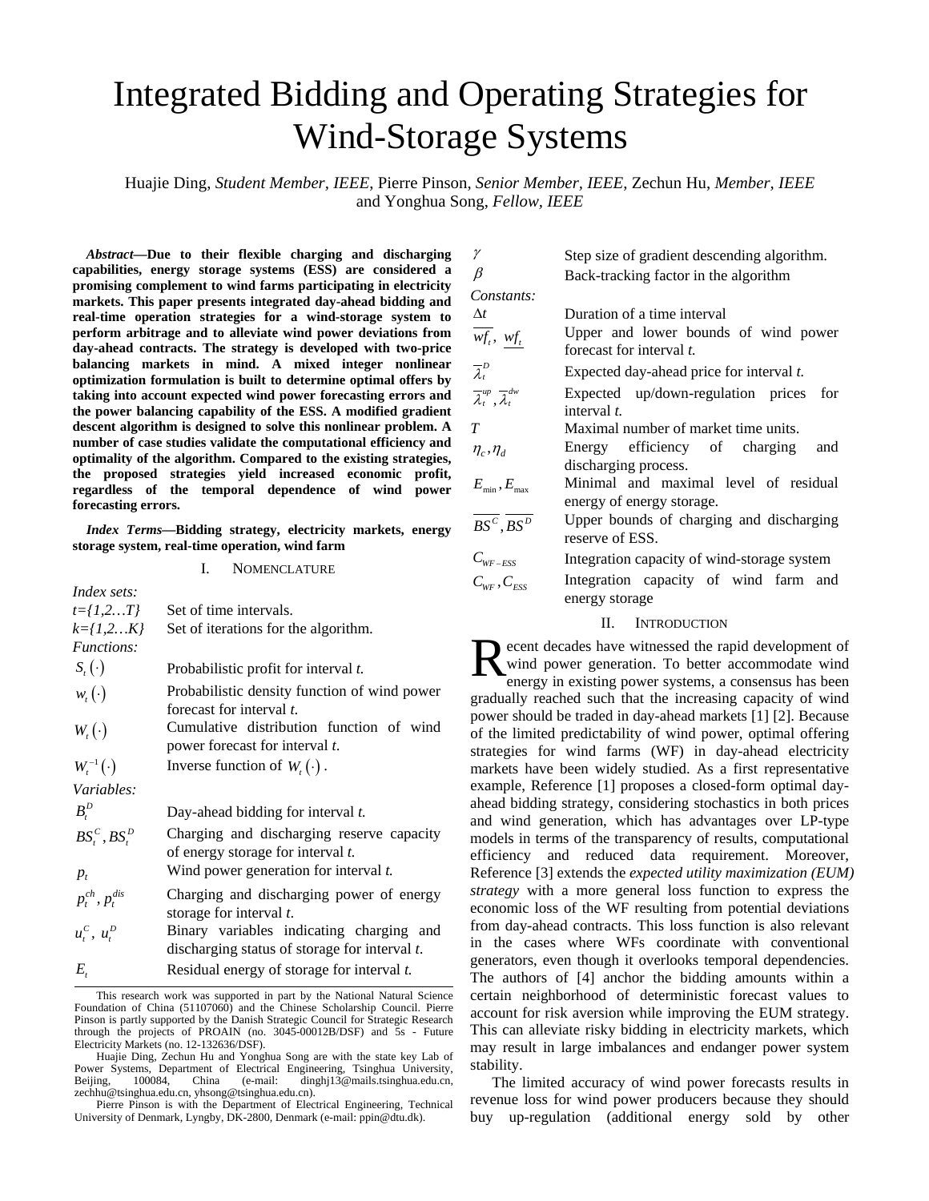# Integrated Bidding and Operating Strategies for Wind-Storage Systems

Huajie Ding, *Student Member, IEEE*, Pierre Pinson, *Senior Member, IEEE*, Zechun Hu, *Member, IEEE* and Yonghua Song, *Fellow, IEEE*

***Abstract*—Due to their flexible charging and discharging capabilities, energy storage systems (ESS) are considered a promising complement to wind farms participating in electricity markets. This paper presents integrated day-ahead bidding and real-time operation strategies for a wind-storage system to perform arbitrage and to alleviate wind power deviations from day-ahead contracts. The strategy is developed with two-price balancing markets in mind. A mixed integer nonlinear optimization formulation is built to determine optimal offers by taking into account expected wind power forecasting errors and the power balancing capability of the ESS. A modified gradient descent algorithm is designed to solve this nonlinear problem. A number of case studies validate the computational efficiency and optimality of the algorithm. Compared to the existing strategies, the proposed strategies yield increased economic profit, regardless of the temporal dependence of wind power forecasting errors.**

***Index Terms*—Bidding strategy, electricity markets, energy storage system, real-time operation, wind farm**

## I. Nomenclature

*Index sets:*

| | |
|---|---|
| *t={1,2…T}* | Set of time intervals. |
| *k={1,2…K}* | Set of iterations for the algorithm. |

*Functions:*

| | |
|---|---|
| $S_t(\cdot)$ | Probabilistic profit for interval *t.* |
| $w_t(\cdot)$ | Probabilistic density function of wind power forecast for interval *t.* |
| $W_t(\cdot)$ | Cumulative distribution function of wind power forecast for interval *t.* |
| $W_t^{-1}(\cdot)$ | Inverse function of $W_t(\cdot)$. |

*Variables:*

| | |
|---|---|
| $B_t^D$ | Day-ahead bidding for interval *t.* |
| $BS_t^C, BS_t^D$ | Charging and discharging reserve capacity of energy storage for interval *t.* |
| $p_t$ | Wind power generation for interval *t.* |
| $p_t^{ch}, p_t^{dis}$ | Charging and discharging power of energy storage for interval *t.* |
| $u_t^C,\ u_t^D$ | Binary variables indicating charging and discharging status of storage for interval *t.* |
| $E_t$ | Residual energy of storage for interval *t.* |
| $\gamma$ | Step size of gradient descending algorithm. |
| $\beta$ | Back-tracking factor in the algorithm |

*Constants:*

| | |
|---|---|
| $\Delta t$ | Duration of a time interval |
| $\overline{wf_t},\ \underline{wf_t}$ | Upper and lower bounds of wind power forecast for interval *t.* |
| $\overline{\lambda}_t^D$ | Expected day-ahead price for interval *t.* |
| $\overline{\lambda}_t^{up}, \overline{\lambda}_t^{dw}$ | Expected up/down-regulation prices for interval *t.* |
| $T$ | Maximal number of market time units. |
| $\eta_c, \eta_d$ | Energy efficiency of charging and discharging process. |
| $E_{\min}, E_{\max}$ | Minimal and maximal level of residual energy of energy storage. |
| $\overline{BS^C}, \overline{BS^D}$ | Upper bounds of charging and discharging reserve of ESS. |
| $C_{WF-ESS}$ | Integration capacity of wind-storage system |
| $C_{WF}, C_{ESS}$ | Integration capacity of wind farm and energy storage |

This research work was supported in part by the National Natural Science Foundation of China (51107060) and the Chinese Scholarship Council. Pierre Pinson is partly supported by the Danish Strategic Council for Strategic Research through the projects of PROAIN (no. 3045-00012B/DSF) and 5s - Future Electricity Markets (no. 12-132636/DSF).

Huajie Ding, Zechun Hu and Yonghua Song are with the state key Lab of Power Systems, Department of Electrical Engineering, Tsinghua University, Beijing, 100084, China (e-mail: dinghj13@mails.tsinghua.edu.cn, zechhu@tsinghua.edu.cn, yhsong@tsinghua.edu.cn).

Pierre Pinson is with the Department of Electrical Engineering, Technical University of Denmark, Lyngby, DK-2800, Denmark (e-mail: ppin@dtu.dk).

## II. Introduction

Recent decades have witnessed the rapid development of wind power generation. To better accommodate wind energy in existing power systems, a consensus has been gradually reached such that the increasing capacity of wind power should be traded in day-ahead markets [1] [2]. Because of the limited predictability of wind power, optimal offering strategies for wind farms (WF) in day-ahead electricity markets have been widely studied. As a first representative example, Reference [1] proposes a closed-form optimal day-ahead bidding strategy, considering stochastics in both prices and wind generation, which has advantages over LP-type models in terms of the transparency of results, computational efficiency and reduced data requirement. Moreover, Reference [3] extends the *expected utility maximization (EUM) strategy* with a more general loss function to express the economic loss of the WF resulting from potential deviations from day-ahead contracts. This loss function is also relevant in the cases where WFs coordinate with conventional generators, even though it overlooks temporal dependencies. The authors of [4] anchor the bidding amounts within a certain neighborhood of deterministic forecast values to account for risk aversion while improving the EUM strategy. This can alleviate risky bidding in electricity markets, which may result in large imbalances and endanger power system stability.

The limited accuracy of wind power forecasts results in revenue loss for wind power producers because they should buy up-regulation (additional energy sold by other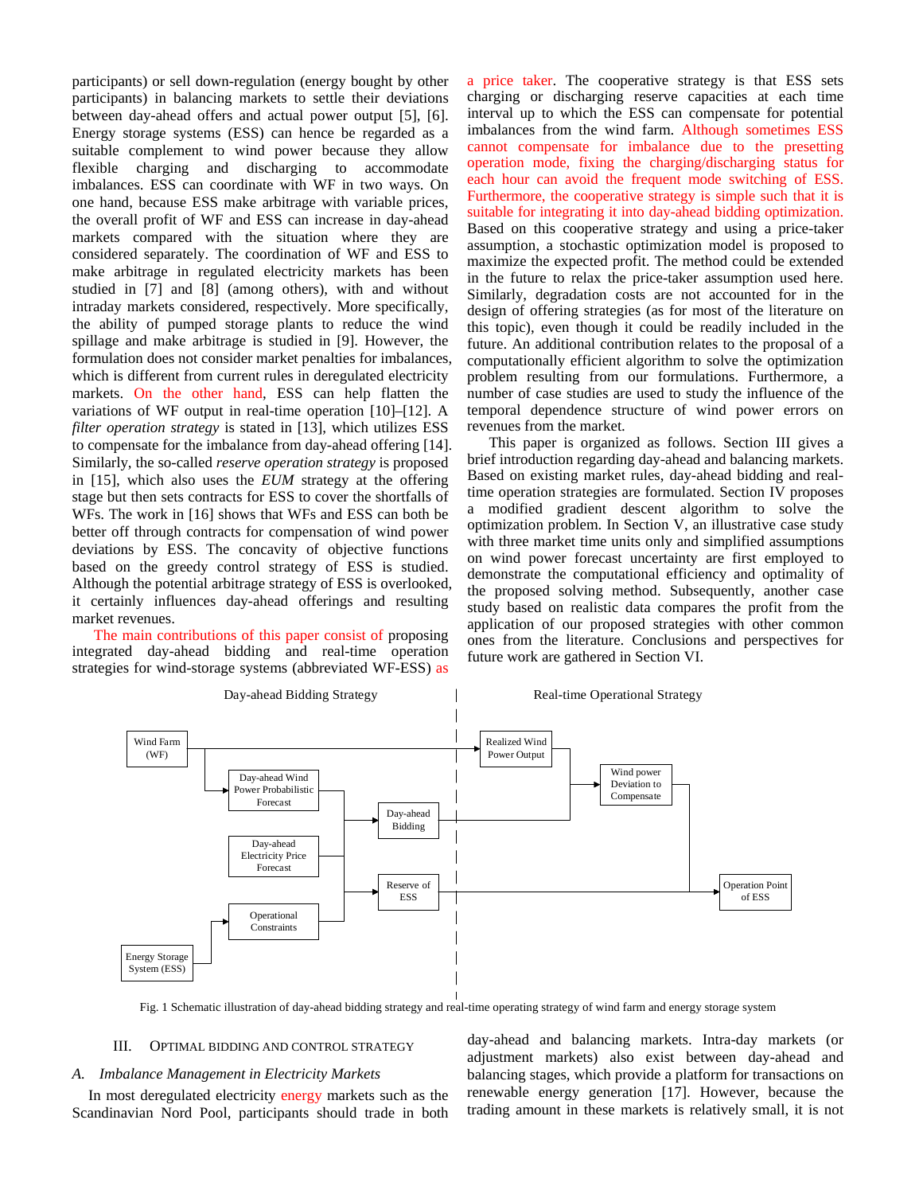participants) or sell down-regulation (energy bought by other participants) in balancing markets to settle their deviations between day-ahead offers and actual power output [5], [6]. Energy storage systems (ESS) can hence be regarded as a suitable complement to wind power because they allow flexible charging and discharging to accommodate imbalances. ESS can coordinate with WF in two ways. On one hand, because ESS make arbitrage with variable prices, the overall profit of WF and ESS can increase in day-ahead markets compared with the situation where they are considered separately. The coordination of WF and ESS to make arbitrage in regulated electricity markets has been studied in [7] and [8] (among others), with and without intraday markets considered, respectively. More specifically, the ability of pumped storage plants to reduce the wind spillage and make arbitrage is studied in [9]. However, the formulation does not consider market penalties for imbalances, which is different from current rules in deregulated electricity markets. On the other hand, ESS can help flatten the variations of WF output in real-time operation [10]–[12]. A *filter operation strategy* is stated in [13], which utilizes ESS to compensate for the imbalance from day-ahead offering [14]. Similarly, the so-called *reserve operation strategy* is proposed in [15], which also uses the *EUM* strategy at the offering stage but then sets contracts for ESS to cover the shortfalls of WFs. The work in [16] shows that WFs and ESS can both be better off through contracts for compensation of wind power deviations by ESS. The concavity of objective functions based on the greedy control strategy of ESS is studied. Although the potential arbitrage strategy of ESS is overlooked, it certainly influences day-ahead offerings and resulting market revenues.

The main contributions of this paper consist of proposing integrated day-ahead bidding and real-time operation strategies for wind-storage systems (abbreviated WF-ESS) as a price taker. The cooperative strategy is that ESS sets charging or discharging reserve capacities at each time interval up to which the ESS can compensate for potential imbalances from the wind farm. Although sometimes ESS cannot compensate for imbalance due to the presetting operation mode, fixing the charging/discharging status for each hour can avoid the frequent mode switching of ESS. Furthermore, the cooperative strategy is simple such that it is suitable for integrating it into day-ahead bidding optimization. Based on this cooperative strategy and using a price-taker assumption, a stochastic optimization model is proposed to maximize the expected profit. The method could be extended in the future to relax the price-taker assumption used here. Similarly, degradation costs are not accounted for in the design of offering strategies (as for most of the literature on this topic), even though it could be readily included in the future. An additional contribution relates to the proposal of a computationally efficient algorithm to solve the optimization problem resulting from our formulations. Furthermore, a number of case studies are used to study the influence of the temporal dependence structure of wind power errors on revenues from the market.

This paper is organized as follows. Section III gives a brief introduction regarding day-ahead and balancing markets. Based on existing market rules, day-ahead bidding and real-time operation strategies are formulated. Section IV proposes a modified gradient descent algorithm to solve the optimization problem. In Section V, an illustrative case study with three market time units only and simplified assumptions on wind power forecast uncertainty are first employed to demonstrate the computational efficiency and optimality of the proposed solving method. Subsequently, another case study based on realistic data compares the profit from the application of our proposed strategies with other common ones from the literature. Conclusions and perspectives for future work are gathered in Section VI.

Fig. 1 Schematic illustration of day-ahead bidding strategy and real-time operating strategy of wind farm and energy storage system

## III. Optimal Bidding and Control Strategy

### A. Imbalance Management in Electricity Markets

In most deregulated electricity energy markets such as the Scandinavian Nord Pool, participants should trade in both day-ahead and balancing markets. Intra-day markets (or adjustment markets) also exist between day-ahead and balancing stages, which provide a platform for transactions on renewable energy generation [17]. However, because the trading amount in these markets is relatively small, it is not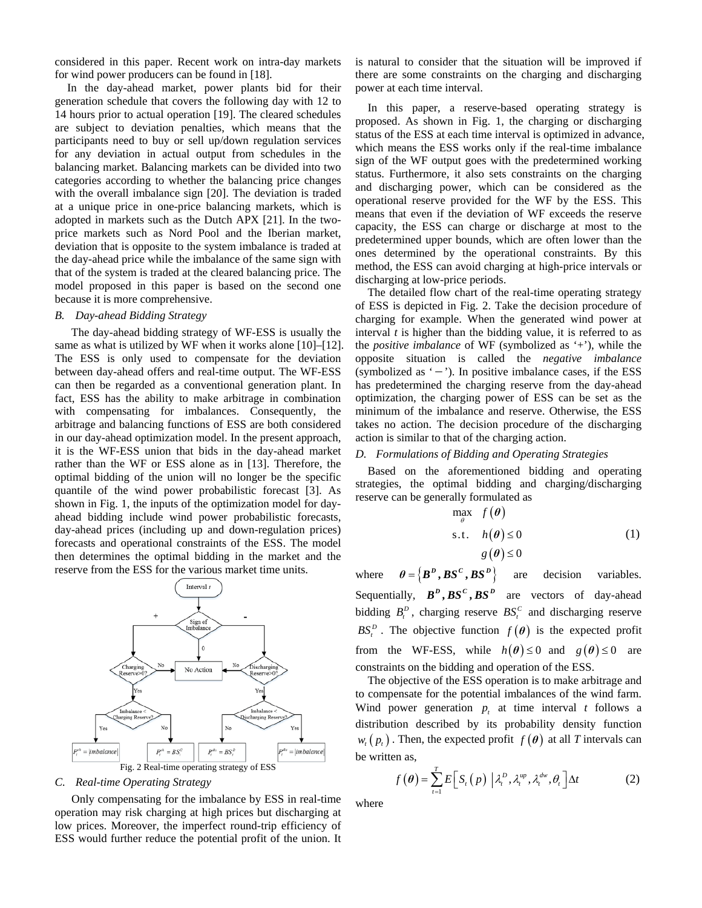considered in this paper. Recent work on intra-day markets for wind power producers can be found in [18].

In the day-ahead market, power plants bid for their generation schedule that covers the following day with 12 to 14 hours prior to actual operation [19]. The cleared schedules are subject to deviation penalties, which means that the participants need to buy or sell up/down regulation services for any deviation in actual output from schedules in the balancing market. Balancing markets can be divided into two categories according to whether the balancing price changes with the overall imbalance sign [20]. The deviation is traded at a unique price in one-price balancing markets, which is adopted in markets such as the Dutch APX [21]. In the two-price markets such as Nord Pool and the Iberian market, deviation that is opposite to the system imbalance is traded at the day-ahead price while the imbalance of the same sign with that of the system is traded at the cleared balancing price. The model proposed in this paper is based on the second one because it is more comprehensive.

### *B. Day-ahead Bidding Strategy*

The day-ahead bidding strategy of WF-ESS is usually the same as what is utilized by WF when it works alone [10]–[12]. The ESS is only used to compensate for the deviation between day-ahead offers and real-time output. The WF-ESS can then be regarded as a conventional generation plant. In fact, ESS has the ability to make arbitrage in combination with compensating for imbalances. Consequently, the arbitrage and balancing functions of ESS are both considered in our day-ahead optimization model. In the present approach, it is the WF-ESS union that bids in the day-ahead market rather than the WF or ESS alone as in [13]. Therefore, the optimal bidding of the union will no longer be the specific quantile of the wind power probabilistic forecast [3]. As shown in Fig. 1, the inputs of the optimization model for day-ahead bidding include wind power probabilistic forecasts, day-ahead prices (including up and down-regulation prices) forecasts and operational constraints of the ESS. The model then determines the optimal bidding in the market and the reserve from the ESS for the various market time units.

Interval $t$

Sign of Imbalance

+

-

0

Charging Reserve>0?

No

No Action

No

Discharging Reserve>0?

Yes

Yes

Imbalance < Charging Reserve?

Imbalance < Discharging Reserve?

Yes

No

No

Yes

$P_t^{ch} = |imbalance|$

$P_t^{ch} = BS_t^C$

$P_t^{dis} = BS_t^D$

$P_t^{dis} = |imbalance|$

Fig. 2 Real-time operating strategy of ESS

### *C. Real-time Operating Strategy*

Only compensating for the imbalance by ESS in real-time operation may risk charging at high prices but discharging at low prices. Moreover, the imperfect round-trip efficiency of ESS would further reduce the potential profit of the union. It is natural to consider that the situation will be improved if there are some constraints on the charging and discharging power at each time interval.

In this paper, a reserve-based operating strategy is proposed. As shown in Fig. 1, the charging or discharging status of the ESS at each time interval is optimized in advance, which means the ESS works only if the real-time imbalance sign of the WF output goes with the predetermined working status. Furthermore, it also sets constraints on the charging and discharging power, which can be considered as the operational reserve provided for the WF by the ESS. This means that even if the deviation of WF exceeds the reserve capacity, the ESS can charge or discharge at most to the predetermined upper bounds, which are often lower than the ones determined by the operational constraints. By this method, the ESS can avoid charging at high-price intervals or discharging at low-price periods.

The detailed flow chart of the real-time operating strategy of ESS is depicted in Fig. 2. Take the decision procedure of charging for example. When the generated wind power at interval $t$ is higher than the bidding value, it is referred to as the *positive imbalance* of WF (symbolized as '+'), while the opposite situation is called the *negative imbalance* (symbolized as '－'). In positive imbalance cases, if the ESS has predetermined the charging reserve from the day-ahead optimization, the charging power of ESS can be set as the minimum of the imbalance and reserve. Otherwise, the ESS takes no action. The decision procedure of the discharging action is similar to that of the charging action.

### *D. Formulations of Bidding and Operating Strategies*

Based on the aforementioned bidding and operating strategies, the optimal bidding and charging/discharging reserve can be generally formulated as

$$\begin{aligned} \max_{\theta} \quad & f(\boldsymbol{\theta}) \\ \text{s.t.} \quad & h(\boldsymbol{\theta}) \le 0 \\ & g(\boldsymbol{\theta}) \le 0 \end{aligned} \tag{1}$$

where $\boldsymbol{\theta} = \{\boldsymbol{B^D}, \boldsymbol{BS^C}, \boldsymbol{BS^D}\}$ are decision variables. Sequentially, $\boldsymbol{B^D}, \boldsymbol{BS^C}, \boldsymbol{BS^D}$ are vectors of day-ahead bidding $B_t^D$, charging reserve $BS_t^C$ and discharging reserve $BS_t^D$. The objective function $f(\boldsymbol{\theta})$ is the expected profit from the WF-ESS, while $h(\boldsymbol{\theta}) \le 0$ and $g(\boldsymbol{\theta}) \le 0$ are constraints on the bidding and operation of the ESS.

The objective of the ESS operation is to make arbitrage and to compensate for the potential imbalances of the wind farm. Wind power generation $p_t$ at time interval $t$ follows a distribution described by its probability density function $w_t(p_t)$. Then, the expected profit $f(\boldsymbol{\theta})$ at all $T$ intervals can be written as,

$$f(\boldsymbol{\theta}) = \sum_{t=1}^{T} E\left[ S_t(p) \,\middle|\, \lambda_t^D, \lambda_t^{up}, \lambda_t^{dw}, \theta_t \right] \Delta t \tag{2}$$

where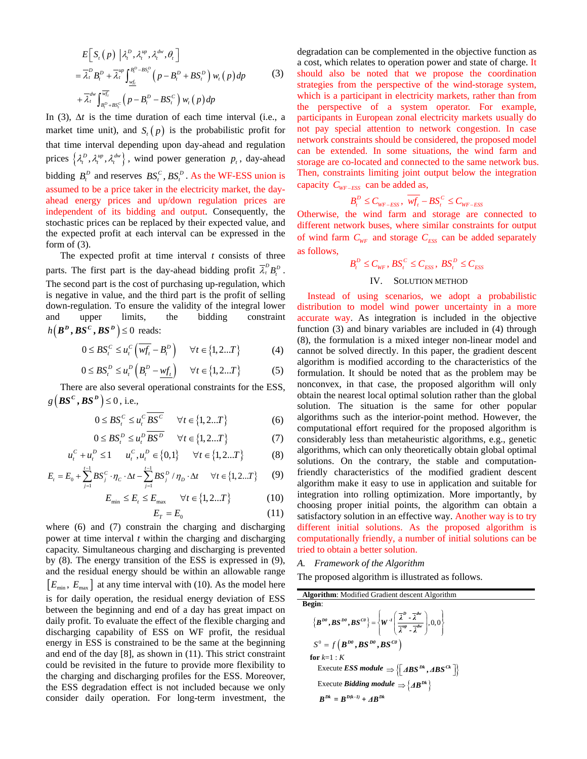$$
\begin{aligned}
&E\left[S_t(p)\,\middle|\,\lambda_t^D,\lambda_t^{up},\lambda_t^{dw},\theta_t\right] \\
&=\overline{\lambda}_t^D B_t^D+\overline{\lambda}_t^{up}\int_{\underline{wf_t}}^{B_t^D-BS_t^D}\left(p-B_t^D+BS_t^D\right)w_t(p)\,dp \\
&+\overline{\lambda}_t^{dw}\int_{B_t^D+BS_t^C}^{\overline{wf_t}}\left(p-B_t^D-BS_t^C\right)w_t(p)\,dp
\end{aligned} \tag{3}
$$

In (3), $\Delta t$ is the time duration of each time interval (i.e., a market time unit), and $S_t(p)$ is the probabilistic profit for that time interval depending upon day-ahead and regulation prices $\{\lambda_t^D,\lambda_t^{up},\lambda_t^{dw}\}$, wind power generation $p_t$, day-ahead bidding $B_t^D$ and reserves $BS_t^C, BS_t^D$. As the WF-ESS union is assumed to be a price taker in the electricity market, the day-ahead energy prices and up/down regulation prices are independent of its bidding and output. Consequently, the stochastic prices can be replaced by their expected value, and the expected profit at each interval can be expressed in the form of (3).

The expected profit at time interval $t$ consists of three parts. The first part is the day-ahead bidding profit $\overline{\lambda}_t^D B_t^D$. The second part is the cost of purchasing up-regulation, which is negative in value, and the third part is the profit of selling down-regulation. To ensure the validity of the integral lower and upper limits, the bidding constraint $h\left(\boldsymbol{B^D},\boldsymbol{BS^C},\boldsymbol{BS^D}\right)\le 0$ reads:

$$0\le BS_t^C\le u_t^C\left(\overline{wf_t}-B_t^D\right)\qquad \forall t\in\{1,2...T\} \tag{4}$$

$$0\le BS_t^D\le u_t^D\left(B_t^D-\underline{wf_t}\right)\qquad \forall t\in\{1,2...T\} \tag{5}$$

There are also several operational constraints for the ESS, $g\left(\boldsymbol{BS^C},\boldsymbol{BS^D}\right)\le 0$, i.e.,

$$0\le BS_t^C\le u_t^C\,\overline{BS^C}\qquad \forall t\in\{1,2...T\} \tag{6}$$

$$0\le BS_t^D\le u_t^D\,\overline{BS^D}\qquad \forall t\in\{1,2...T\} \tag{7}$$

$$u_t^C+u_t^D\le 1\qquad u_t^C,u_t^D\in\{0,1\}\qquad \forall t\in\{1,2...T\} \tag{8}$$

$$E_t=E_0+\sum_{j=1}^{t-1}BS_j^C\cdot\eta_C\cdot\Delta t-\sum_{j=1}^{t-1}BS_j^D/\eta_D\cdot\Delta t\qquad \forall t\in\{1,2...T\} \tag{9}$$

$$E_{\min}\le E_t\le E_{\max}\qquad \forall t\in\{1,2...T\} \tag{10}$$

$$E_T=E_0 \tag{11}$$

where (6) and (7) constrain the charging and discharging power at time interval $t$ within the charging and discharging capacity. Simultaneous charging and discharging is prevented by (8). The energy transition of the ESS is expressed in (9), and the residual energy should be within an allowable range $[E_{\min},\ E_{\max}]$ at any time interval with (10). As the model here is for daily operation, the residual energy deviation of ESS between the beginning and end of a day has great impact on daily profit. To evaluate the effect of the flexible charging and discharging capability of ESS on WF profit, the residual energy in ESS is constrained to be the same at the beginning and end of the day [8], as shown in (11). This strict constraint could be revisited in the future to provide more flexibility to the charging and discharging profiles for the ESS. Moreover, the ESS degradation effect is not included because we only consider daily operation. For long-term investment, the degradation can be complemented in the objective function as a cost, which relates to operation power and state of charge. It should also be noted that we propose the coordination strategies from the perspective of the wind-storage system, which is a participant in electricity markets, rather than from the perspective of a system operator. For example, participants in European zonal electricity markets usually do not pay special attention to network congestion. In case network constraints should be considered, the proposed model can be extended. In some situations, the wind farm and storage are co-located and connected to the same network bus. Then, constraints limiting joint output below the integration capacity $C_{WF-ESS}$ can be added as,

$$B_t^D\le C_{WF-ESS},\ \overline{wf_t}-BS_t^C\le C_{WF-ESS}$$

Otherwise, the wind farm and storage are connected to different network buses, where similar constraints for output of wind farm $C_{WF}$ and storage $C_{ESS}$ can be added separately as follows,

$$B_t^D\le C_{WF},\ BS_t^C\le C_{ESS},\ BS_t^D\le C_{ESS}$$

## IV. Solution Method

Instead of using scenarios, we adopt a probabilistic distribution to model wind power uncertainty in a more accurate way. As integration is included in the objective function (3) and binary variables are included in (4) through (8), the formulation is a mixed integer non-linear model and cannot be solved directly. In this paper, the gradient descent algorithm is modified according to the characteristics of the formulation. It should be noted that as the problem may be nonconvex, in that case, the proposed algorithm will only obtain the nearest local optimal solution rather than the global solution. The situation is the same for other popular algorithms such as the interior-point method. However, the computational effort required for the proposed algorithm is considerably less than metaheuristic algorithms, e.g., genetic algorithms, which can only theoretically obtain global optimal solutions. On the contrary, the stable and computation-friendly characteristics of the modified gradient descent algorithm make it easy to use in application and suitable for integration into rolling optimization. More importantly, by choosing proper initial points, the algorithm can obtain a satisfactory solution in an effective way. Another way is to try different initial solutions. As the proposed algorithm is computationally friendly, a number of initial solutions can be tried to obtain a better solution.

### A. Framework of the Algorithm

The proposed algorithm is illustrated as follows.

**Algorithm**: Modified Gradient descent Algorithm

**Begin**:

$$\left\{\boldsymbol{B^{D0}},\boldsymbol{BS^{D0}},\boldsymbol{BS^{C0}}\right\}=\left\{\boldsymbol{W}^{-1}\left(\frac{\overline{\lambda}^D-\overline{\lambda}^{dw}}{\overline{\lambda}^{up}-\overline{\lambda}^{dw}}\right),0,0\right\}$$

$$S^0=f\left(\boldsymbol{B^{D0}},\boldsymbol{BS^{D0}},\boldsymbol{BS^{C0}}\right)$$

**for** $k$=1 : $K$

Execute ***ESS module*** $\Rightarrow\left\{\left[\boldsymbol{\Delta BS^{Dk}},\boldsymbol{\Delta BS^{Ck}}\right]\right\}$

Execute ***Bidding module*** $\Rightarrow\left\{\boldsymbol{\Delta B^{Dk}}\right\}$

$$\boldsymbol{B^{Dk}}=\boldsymbol{B^{D(k-1)}}+\boldsymbol{\Delta B^{Dk}}$$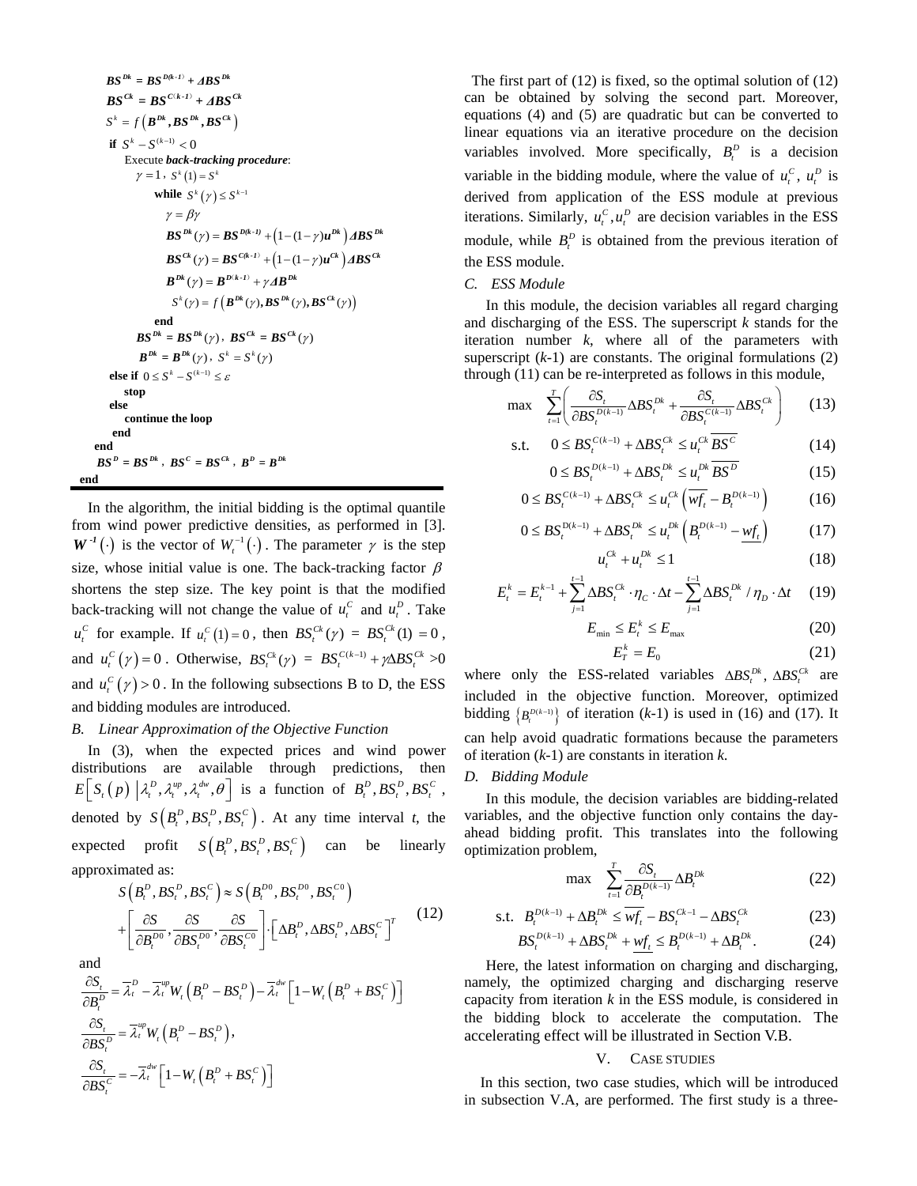$\boldsymbol{BS^{Dk}} = \boldsymbol{BS^{D(k-1)}} + \boldsymbol{\Delta BS^{Dk}}$

$\boldsymbol{BS^{Ck}} = \boldsymbol{BS^{C(k-1)}} + \boldsymbol{\Delta BS^{Ck}}$

$S^k = f\left(\boldsymbol{B^{Dk}}, \boldsymbol{BS^{Dk}}, \boldsymbol{BS^{Ck}}\right)$

**if** $S^k - S^{(k-1)} < 0$

Execute ***back-tracking procedure***:

$\gamma = 1$, $S^k(1) = S^k$

**while** $S^k(\gamma) \le S^{k-1}$

$\gamma = \beta\gamma$

$\boldsymbol{BS^{Dk}}(\gamma) = \boldsymbol{BS^{D(k-1)}} + \left(1-(1-\gamma)\boldsymbol{u^{Dk}}\right)\boldsymbol{\Delta BS^{Dk}}$

$\boldsymbol{BS^{Ck}}(\gamma) = \boldsymbol{BS^{C(k-1)}} + \left(1-(1-\gamma)\boldsymbol{u^{Ck}}\right)\boldsymbol{\Delta BS^{Ck}}$

$\boldsymbol{B^{Dk}}(\gamma) = \boldsymbol{B^{D(k-1)}} + \gamma\boldsymbol{\Delta B^{Dk}}$

$S^k(\gamma) = f\left(\boldsymbol{B^{Dk}}(\gamma), \boldsymbol{BS^{Dk}}(\gamma), \boldsymbol{BS^{Ck}}(\gamma)\right)$

**end**

$\boldsymbol{BS^{Dk}} = \boldsymbol{BS^{Dk}}(\gamma)$, $\boldsymbol{BS^{Ck}} = \boldsymbol{BS^{Ck}}(\gamma)$

$\boldsymbol{B^{Dk}} = \boldsymbol{B^{Dk}}(\gamma)$, $S^k = S^k(\gamma)$

**else if** $0 \le S^k - S^{(k-1)} \le \varepsilon$

**stop**

**else**

**continue the loop**

**end**

**end**

$\boldsymbol{BS^D} = \boldsymbol{BS^{Dk}}$, $\boldsymbol{BS^C} = \boldsymbol{BS^{Ck}}$, $\boldsymbol{B^D} = \boldsymbol{B^{Dk}}$

**end**

In the algorithm, the initial bidding is the optimal quantile from wind power predictive densities, as performed in [3]. $\boldsymbol{W^{-1}}(\cdot)$ is the vector of $W_t^{-1}(\cdot)$. The parameter $\gamma$ is the step size, whose initial value is one. The back-tracking factor $\beta$ shortens the step size. The key point is that the modified back-tracking will not change the value of $u_t^C$ and $u_t^D$. Take $u_t^C$ for example. If $u_t^C(1) = 0$, then $BS_t^{Ck}(\gamma) = BS_t^{Ck}(1) = 0$, and $u_t^C(\gamma) = 0$. Otherwise, $BS_t^{Ck}(\gamma) = BS_t^{C(k-1)} + \gamma\Delta BS_t^{Ck} > 0$ and $u_t^C(\gamma) > 0$. In the following subsections B to D, the ESS and bidding modules are introduced.

*B. Linear Approximation of the Objective Function*

In (3), when the expected prices and wind power distributions are available through predictions, then $E\left[S_t(p) \,\middle|\, \lambda_t^D, \lambda_t^{up}, \lambda_t^{dw}, \theta\right]$ is a function of $B_t^D, BS_t^D, BS_t^C$, denoted by $S\left(B_t^D, BS_t^D, BS_t^C\right)$. At any time interval *t*, the expected profit $S\left(B_t^D, BS_t^D, BS_t^C\right)$ can be linearly approximated as:

$$S\left(B_t^D, BS_t^D, BS_t^C\right) \approx S\left(B_t^{D0}, BS_t^{D0}, BS_t^{C0}\right) + \left[\frac{\partial S}{\partial B_t^{D0}}, \frac{\partial S}{\partial BS_t^{D0}}, \frac{\partial S}{\partial BS_t^{C0}}\right] \cdot \left[\Delta B_t^D, \Delta BS_t^D, \Delta BS_t^C\right]^T \tag{12}$$

and

$$\frac{\partial S_t}{\partial B_t^D} = \overline{\lambda}_t^D - \overline{\lambda}_t^{up} W_t\left(B_t^D - BS_t^D\right) - \overline{\lambda}_t^{dw}\left[1 - W_t\left(B_t^D + BS_t^C\right)\right]$$

$$\frac{\partial S_t}{\partial BS_t^D} = \overline{\lambda}_t^{up} W_t\left(B_t^D - BS_t^D\right),$$

$$\frac{\partial S_t}{\partial BS_t^C} = -\overline{\lambda}_t^{dw}\left[1 - W_t\left(B_t^D + BS_t^C\right)\right]$$

The first part of (12) is fixed, so the optimal solution of (12) can be obtained by solving the second part. Moreover, equations (4) and (5) are quadratic but can be converted to linear equations via an iterative procedure on the decision variables involved. More specifically, $B_t^D$ is a decision variable in the bidding module, where the value of $u_t^C$, $u_t^D$ is derived from application of the ESS module at previous iterations. Similarly, $u_t^C, u_t^D$ are decision variables in the ESS module, while $B_t^D$ is obtained from the previous iteration of the ESS module.

*C. ESS Module*

In this module, the decision variables all regard charging and discharging of the ESS. The superscript *k* stands for the iteration number *k*, where all of the parameters with superscript (*k*-1) are constants. The original formulations (2) through (11) can be re-interpreted as follows in this module,

$$\max \quad \sum_{t=1}^{T}\left(\frac{\partial S_t}{\partial BS_t^{D(k-1)}}\Delta BS_t^{Dk} + \frac{\partial S_t}{\partial BS_t^{C(k-1)}}\Delta BS_t^{Ck}\right) \tag{13}$$

$$\text{s.t.} \quad 0 \le BS_t^{C(k-1)} + \Delta BS_t^{Ck} \le u_t^{Ck}\overline{BS^C} \tag{14}$$

$$0 \le BS_t^{D(k-1)} + \Delta BS_t^{Dk} \le u_t^{Dk}\overline{BS^D} \tag{15}$$

$$0 \le BS_t^{C(k-1)} + \Delta BS_t^{Ck} \le u_t^{Ck}\left(\overline{wf_t} - B_t^{D(k-1)}\right) \tag{16}$$

$$0 \le BS_t^{D(k-1)} + \Delta BS_t^{Ck} \le u_t^{Dk}\left(B_t^{D(k-1)} - \underline{wf_t}\right) \tag{17}$$

$$u_t^{Ck} + u_t^{Dk} \le 1 \tag{18}$$

$$E_t^k = E_t^{k-1} + \sum_{j=1}^{t-1}\Delta BS_t^{Ck} \cdot \eta_C \cdot \Delta t - \sum_{j=1}^{t-1}\Delta BS_t^{Dk} / \eta_D \cdot \Delta t \tag{19}$$

$$E_{\min} \le E_t^k \le E_{\max} \tag{20}$$

$$E_T^k = E_0 \tag{21}$$

where only the ESS-related variables $\Delta BS_t^{Dk}$, $\Delta BS_t^{Ck}$ are included in the objective function. Moreover, optimized bidding $\left\{B_t^{D(k-1)}\right\}$ of iteration (*k*-1) is used in (16) and (17). It can help avoid quadratic formations because the parameters of iteration (*k*-1) are constants in iteration *k*.

*D. Bidding Module*

In this module, the decision variables are bidding-related variables, and the objective function only contains the day-ahead bidding profit. This translates into the following optimization problem,

$$\max \quad \sum_{t=1}^{T}\frac{\partial S_t}{\partial B_t^{D(k-1)}}\Delta B_t^{Dk} \tag{22}$$

$$\text{s.t.} \quad B_t^{D(k-1)} + \Delta B_t^{Dk} \le \overline{wf_t} - BS_t^{Ck-1} - \Delta BS_t^{Ck} \tag{23}$$

$$BS_t^{D(k-1)} + \Delta BS_t^{Dk} + \underline{wf_t} \le B_t^{D(k-1)} + \Delta B_t^{Dk}. \tag{24}$$

Here, the latest information on charging and discharging, namely, the optimized charging and discharging reserve capacity from iteration *k* in the ESS module, is considered in the bidding block to accelerate the computation. The accelerating effect will be illustrated in Section V.B.

# V. Case Studies

In this section, two case studies, which will be introduced in subsection V.A, are performed. The first study is a three-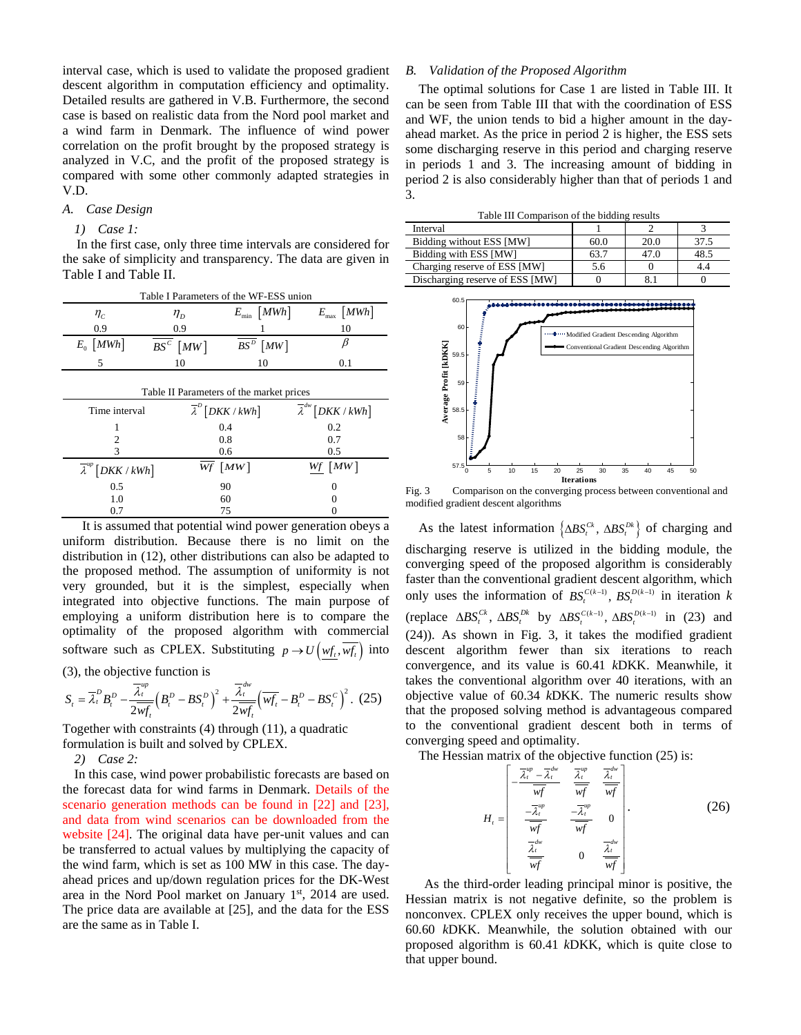interval case, which is used to validate the proposed gradient descent algorithm in computation efficiency and optimality. Detailed results are gathered in V.B. Furthermore, the second case is based on realistic data from the Nord pool market and a wind farm in Denmark. The influence of wind power correlation on the profit brought by the proposed strategy is analyzed in V.C, and the profit of the proposed strategy is compared with some other commonly adapted strategies in V.D.

### *A. Case Design*

*1) Case 1:*

In the first case, only three time intervals are considered for the sake of simplicity and transparency. The data are given in Table I and Table II.

Table I Parameters of the WF-ESS union

| $\eta_C$ | $\eta_D$ | $E_{\min}$ $[MWh]$ | $E_{\max}$ $[MWh]$ |
|---|---|---|---|
| 0.9 | 0.9 | 1 | 10 |
| $E_0$ $[MWh]$ | $\overline{BS^C}$ $[MW]$ | $\overline{BS^D}$ $[MW]$ | $\beta$ |
| 5 | 10 | 10 | 0.1 |

Table II Parameters of the market prices

| Time interval | $\overline{\lambda}^D$ $[DKK/kWh]$ | $\overline{\lambda}^{dw}$ $[DKK/kWh]$ |
|---|---|---|
| 1 | 0.4 | 0.2 |
| 2 | 0.8 | 0.7 |
| 3 | 0.6 | 0.5 |
| $\overline{\lambda}^{up}$ $[DKK/kWh]$ | $\overline{Wf}$ $[MW]$ | $\underline{Wf}$ $[MW]$ |
| 0.5 | 90 | 0 |
| 1.0 | 60 | 0 |
| 0.7 | 75 | 0 |

It is assumed that potential wind power generation obeys a uniform distribution. Because there is no limit on the distribution in (12), other distributions can also be adapted to the proposed method. The assumption of uniformity is not very grounded, but it is the simplest, especially when integrated into objective functions. The main purpose of employing a uniform distribution here is to compare the optimality of the proposed algorithm with commercial software such as CPLEX. Substituting $p \to U\left(\underline{wf_t}, \overline{wf_t}\right)$ into (3), the objective function is

$$S_t = \overline{\lambda}_t^D B_t^D - \frac{\overline{\lambda}_t^{up}}{2\overline{wf}_t}\left(B_t^D - BS_t^D\right)^2 + \frac{\overline{\lambda}_t^{dw}}{2\overline{wf}_t}\left(\overline{wf}_t - B_t^D - BS_t^C\right)^2. \quad (25)$$

Together with constraints (4) through (11), a quadratic formulation is built and solved by CPLEX.

*2) Case 2:*

In this case, wind power probabilistic forecasts are based on the forecast data for wind farms in Denmark. Details of the scenario generation methods can be found in [22] and [23], and data from wind scenarios can be downloaded from the website [24]. The original data have per-unit values and can be transferred to actual values by multiplying the capacity of the wind farm, which is set as 100 MW in this case. The day-ahead prices and up/down regulation prices for the DK-West area in the Nord Pool market on January 1st, 2014 are used. The price data are available at [25], and the data for the ESS are the same as in Table I.

### *B. Validation of the Proposed Algorithm*

The optimal solutions for Case 1 are listed in Table III. It can be seen from Table III that with the coordination of ESS and WF, the union tends to bid a higher amount in the day-ahead market. As the price in period 2 is higher, the ESS sets some discharging reserve in this period and charging reserve in periods 1 and 3. The increasing amount of bidding in period 2 is also considerably higher than that of periods 1 and 3.

Table III Comparison of the bidding results

| Interval | 1 | 2 | 3 |
|---|---|---|---|
| Bidding without ESS [MW] | 60.0 | 20.0 | 37.5 |
| Bidding with ESS [MW] | 63.7 | 47.0 | 48.5 |
| Charging reserve of ESS [MW] | 5.6 | 0 | 4.4 |
| Discharging reserve of ESS [MW] | 0 | 8.1 | 0 |

Fig. 3 Comparison on the converging process between conventional and modified gradient descent algorithms

As the latest information $\left\{\Delta BS_t^{Ck}, \Delta BS_t^{Dk}\right\}$ of charging and discharging reserve is utilized in the bidding module, the converging speed of the proposed algorithm is considerably faster than the conventional gradient descent algorithm, which only uses the information of $BS_t^{C(k-1)}, BS_t^{D(k-1)}$ in iteration $k$ (replace $\Delta BS_t^{Ck}, \Delta BS_t^{Dk}$ by $\Delta BS_t^{C(k-1)}, \Delta BS_t^{D(k-1)}$ in (23) and (24)). As shown in Fig. 3, it takes the modified gradient descent algorithm fewer than six iterations to reach convergence, and its value is 60.41 *k*DKK. Meanwhile, it takes the conventional algorithm over 40 iterations, with an objective value of 60.34 *k*DKK. The numeric results show that the proposed solving method is advantageous compared to the conventional gradient descent both in terms of converging speed and optimality.

The Hessian matrix of the objective function (25) is:

$$H_t = \begin{bmatrix} -\frac{\overline{\lambda}_t^{up} - \overline{\lambda}_t^{dw}}{\overline{wf}} & \frac{\overline{\lambda}_t^{up}}{\overline{wf}} & \frac{\overline{\lambda}_t^{dw}}{\overline{wf}} \\ \frac{-\overline{\lambda}_t^{up}}{\overline{wf}} & \frac{-\overline{\lambda}_t^{up}}{\overline{wf}} & 0 \\ \frac{\overline{\lambda}_t^{dw}}{\overline{wf}} & 0 & \frac{\overline{\lambda}_t^{dw}}{\overline{wf}} \end{bmatrix}. \quad (26)$$

As the third-order leading principal minor is positive, the Hessian matrix is not negative definite, so the problem is nonconvex. CPLEX only receives the upper bound, which is 60.60 *k*DKK. Meanwhile, the solution obtained with our proposed algorithm is 60.41 *k*DKK, which is quite close to that upper bound.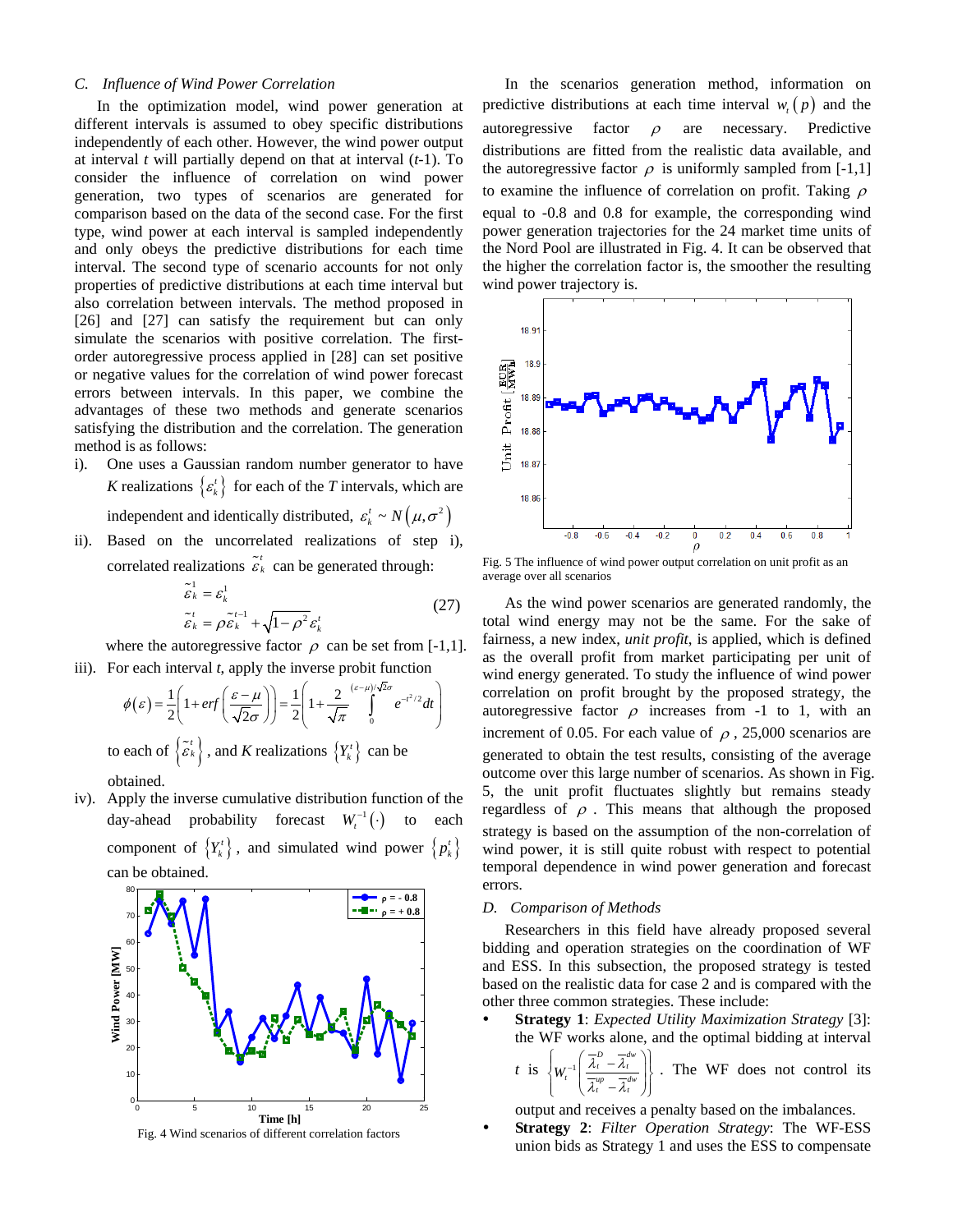### C. Influence of Wind Power Correlation

In the optimization model, wind power generation at different intervals is assumed to obey specific distributions independently of each other. However, the wind power output at interval *t* will partially depend on that at interval (*t*-1). To consider the influence of correlation on wind power generation, two types of scenarios are generated for comparison based on the data of the second case. For the first type, wind power at each interval is sampled independently and only obeys the predictive distributions for each time interval. The second type of scenario accounts for not only properties of predictive distributions at each time interval but also correlation between intervals. The method proposed in [26] and [27] can satisfy the requirement but can only simulate the scenarios with positive correlation. The first-order autoregressive process applied in [28] can set positive or negative values for the correlation of wind power forecast errors between intervals. In this paper, we combine the advantages of these two methods and generate scenarios satisfying the distribution and the correlation. The generation method is as follows:

i). One uses a Gaussian random number generator to have *K* realizations $\{\varepsilon_k^t\}$ for each of the *T* intervals, which are independent and identically distributed, $\varepsilon_k^t \sim N(\mu, \sigma^2)$

ii). Based on the uncorrelated realizations of step i), correlated realizations $\tilde{\varepsilon}_k^t$ can be generated through:

$$\begin{aligned} \tilde{\varepsilon}_k^1 &= \varepsilon_k^1 \\ \tilde{\varepsilon}_k^t &= \rho \tilde{\varepsilon}_k^{t-1} + \sqrt{1-\rho^2}\,\varepsilon_k^t \end{aligned} \tag{27}$$

where the autoregressive factor $\rho$ can be set from [-1,1].

iii). For each interval *t*, apply the inverse probit function

$$\phi(\varepsilon) = \frac{1}{2}\left(1 + erf\left(\frac{\varepsilon - \mu}{\sqrt{2}\sigma}\right)\right) = \frac{1}{2}\left(1 + \frac{2}{\sqrt{\pi}}\int_0^{(\varepsilon-\mu)/\sqrt{2}\sigma} e^{-t^2/2}dt\right)$$

to each of $\{\tilde{\varepsilon}_k^t\}$, and *K* realizations $\{Y_k^t\}$ can be obtained.

iv). Apply the inverse cumulative distribution function of the day-ahead probability forecast $W_t^{-1}(\cdot)$ to each component of $\{Y_k^t\}$, and simulated wind power $\{p_k^t\}$ can be obtained.

Fig. 4 Wind scenarios of different correlation factors

In the scenarios generation method, information on predictive distributions at each time interval $w_t(p)$ and the autoregressive factor $\rho$ are necessary. Predictive distributions are fitted from the realistic data available, and the autoregressive factor $\rho$ is uniformly sampled from [-1,1] to examine the influence of correlation on profit. Taking $\rho$ equal to -0.8 and 0.8 for example, the corresponding wind power generation trajectories for the 24 market time units of the Nord Pool are illustrated in Fig. 4. It can be observed that the higher the correlation factor is, the smoother the resulting wind power trajectory is.

Fig. 5 The influence of wind power output correlation on unit profit as an average over all scenarios

As the wind power scenarios are generated randomly, the total wind energy may not be the same. For the sake of fairness, a new index, *unit profit*, is applied, which is defined as the overall profit from market participating per unit of wind energy generated. To study the influence of wind power correlation on profit brought by the proposed strategy, the autoregressive factor $\rho$ increases from -1 to 1, with an increment of 0.05. For each value of $\rho$, 25,000 scenarios are generated to obtain the test results, consisting of the average outcome over this large number of scenarios. As shown in Fig. 5, the unit profit fluctuates slightly but remains steady regardless of $\rho$. This means that although the proposed strategy is based on the assumption of the non-correlation of wind power, it is still quite robust with respect to potential temporal dependence in wind power generation and forecast errors.

### D. Comparison of Methods

Researchers in this field have already proposed several bidding and operation strategies on the coordination of WF and ESS. In this subsection, the proposed strategy is tested based on the realistic data for case 2 and is compared with the other three common strategies. These include:

- **Strategy 1**: *Expected Utility Maximization Strategy* [3]: the WF works alone, and the optimal bidding at interval *t* is $\left\{W_t^{-1}\left(\dfrac{\overline{\lambda}_t^D - \overline{\lambda}_t^{dw}}{\overline{\lambda}_t^{up} - \overline{\lambda}_t^{dw}}\right)\right\}$. The WF does not control its output and receives a penalty based on the imbalances.
- **Strategy 2**: *Filter Operation Strategy*: The WF-ESS union bids as Strategy 1 and uses the ESS to compensate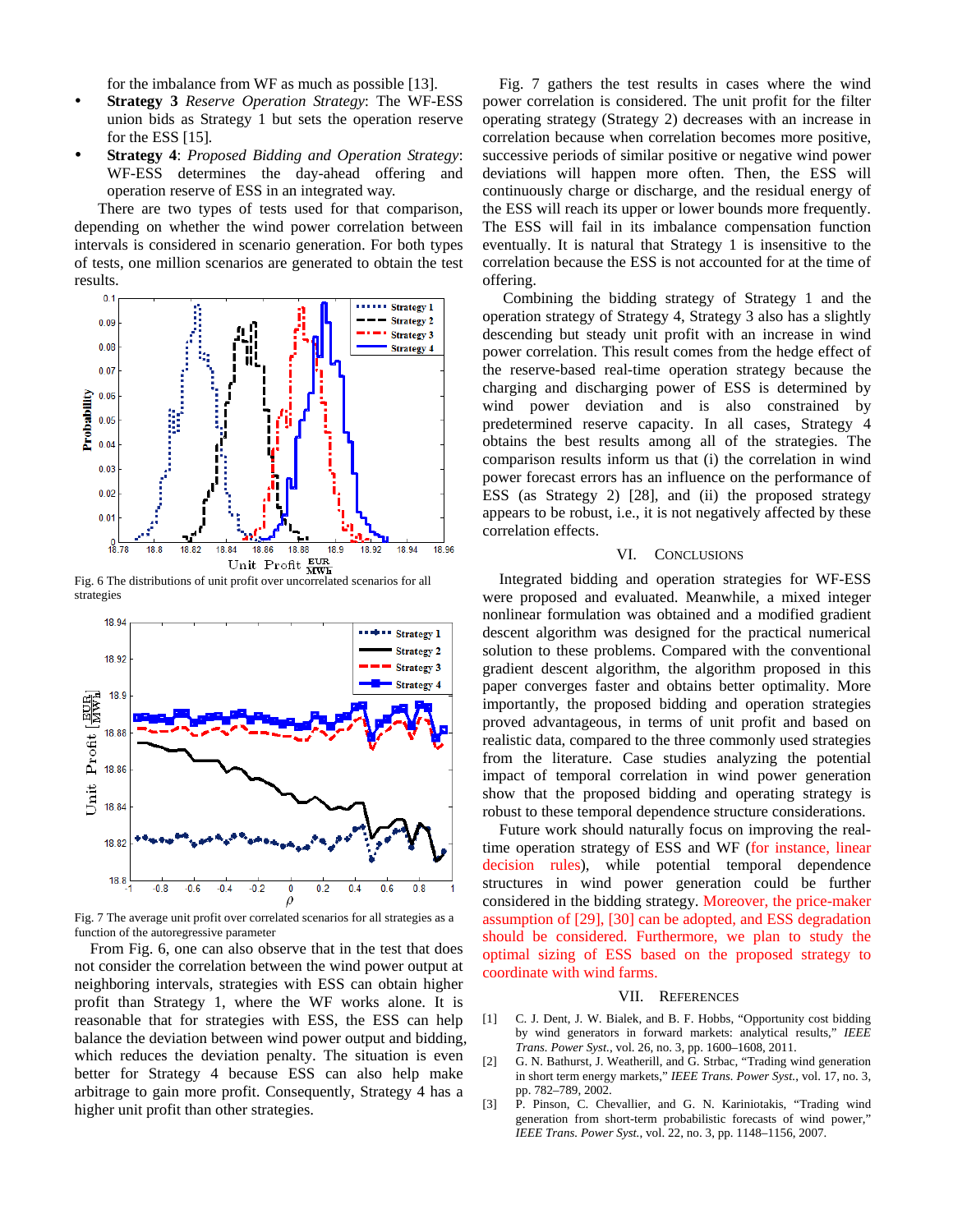for the imbalance from WF as much as possible [13].

- **Strategy 3** *Reserve Operation Strategy*: The WF-ESS union bids as Strategy 1 but sets the operation reserve for the ESS [15].
- **Strategy 4**: *Proposed Bidding and Operation Strategy*: WF-ESS determines the day-ahead offering and operation reserve of ESS in an integrated way.

There are two types of tests used for that comparison, depending on whether the wind power correlation between intervals is considered in scenario generation. For both types of tests, one million scenarios are generated to obtain the test results.

Fig. 6 The distributions of unit profit over uncorrelated scenarios for all strategies

Fig. 7 The average unit profit over correlated scenarios for all strategies as a function of the autoregressive parameter

From Fig. 6, one can also observe that in the test that does not consider the correlation between the wind power output at neighboring intervals, strategies with ESS can obtain higher profit than Strategy 1, where the WF works alone. It is reasonable that for strategies with ESS, the ESS can help balance the deviation between wind power output and bidding, which reduces the deviation penalty. The situation is even better for Strategy 4 because ESS can also help make arbitrage to gain more profit. Consequently, Strategy 4 has a higher unit profit than other strategies.

Fig. 7 gathers the test results in cases where the wind power correlation is considered. The unit profit for the filter operating strategy (Strategy 2) decreases with an increase in correlation because when correlation becomes more positive, successive periods of similar positive or negative wind power deviations will happen more often. Then, the ESS will continuously charge or discharge, and the residual energy of the ESS will reach its upper or lower bounds more frequently. The ESS will fail in its imbalance compensation function eventually. It is natural that Strategy 1 is insensitive to the correlation because the ESS is not accounted for at the time of offering.

Combining the bidding strategy of Strategy 1 and the operation strategy of Strategy 4, Strategy 3 also has a slightly descending but steady unit profit with an increase in wind power correlation. This result comes from the hedge effect of the reserve-based real-time operation strategy because the charging and discharging power of ESS is determined by wind power deviation and is also constrained by predetermined reserve capacity. In all cases, Strategy 4 obtains the best results among all of the strategies. The comparison results inform us that (i) the correlation in wind power forecast errors has an influence on the performance of ESS (as Strategy 2) [28], and (ii) the proposed strategy appears to be robust, i.e., it is not negatively affected by these correlation effects.

## VI. Conclusions

Integrated bidding and operation strategies for WF-ESS were proposed and evaluated. Meanwhile, a mixed integer nonlinear formulation was obtained and a modified gradient descent algorithm was designed for the practical numerical solution to these problems. Compared with the conventional gradient descent algorithm, the algorithm proposed in this paper converges faster and obtains better optimality. More importantly, the proposed bidding and operation strategies proved advantageous, in terms of unit profit and based on realistic data, compared to the three commonly used strategies from the literature. Case studies analyzing the potential impact of temporal correlation in wind power generation show that the proposed bidding and operating strategy is robust to these temporal dependence structure considerations.

Future work should naturally focus on improving the real-time operation strategy of ESS and WF (for instance, linear decision rules), while potential temporal dependence structures in wind power generation could be further considered in the bidding strategy. Moreover, the price-maker assumption of [29], [30] can be adopted, and ESS degradation should be considered. Furthermore, we plan to study the optimal sizing of ESS based on the proposed strategy to coordinate with wind farms.

## VII. References

[1] C. J. Dent, J. W. Bialek, and B. F. Hobbs, "Opportunity cost bidding by wind generators in forward markets: analytical results," *IEEE Trans. Power Syst.*, vol. 26, no. 3, pp. 1600–1608, 2011.

[2] G. N. Bathurst, J. Weatherill, and G. Strbac, "Trading wind generation in short term energy markets," *IEEE Trans. Power Syst.*, vol. 17, no. 3, pp. 782–789, 2002.

[3] P. Pinson, C. Chevallier, and G. N. Kariniotakis, "Trading wind generation from short-term probabilistic forecasts of wind power," *IEEE Trans. Power Syst.*, vol. 22, no. 3, pp. 1148–1156, 2007.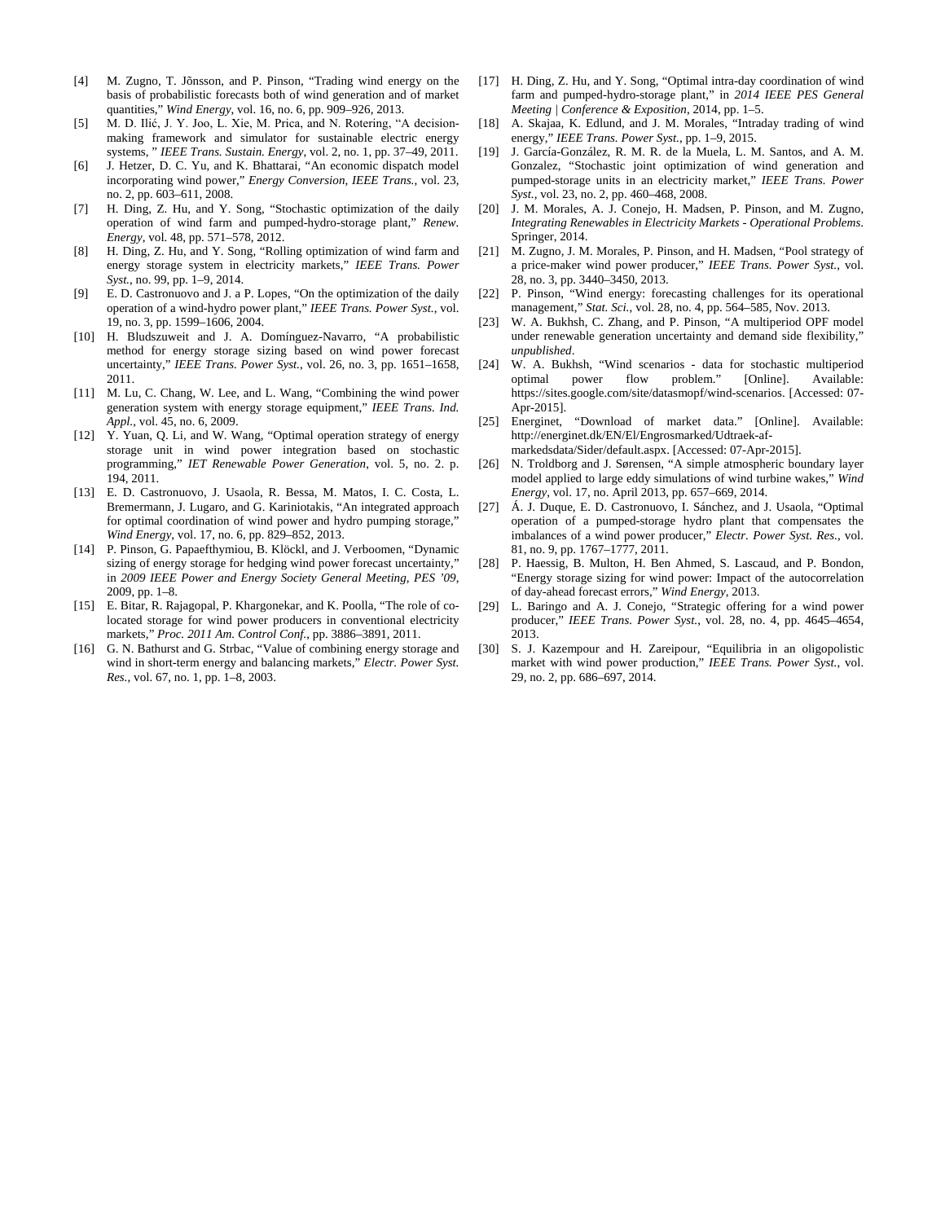[4] M. Zugno, T. Jõnsson, and P. Pinson, “Trading wind energy on the basis of probabilistic forecasts both of wind generation and of market quantities,” *Wind Energy*, vol. 16, no. 6, pp. 909–926, 2013.

[5] M. D. Ilić, J. Y. Joo, L. Xie, M. Prica, and N. Rotering, “A decision-making framework and simulator for sustainable electric energy systems, ” *IEEE Trans. Sustain. Energy*, vol. 2, no. 1, pp. 37–49, 2011.

[6] J. Hetzer, D. C. Yu, and K. Bhattarai, “An economic dispatch model incorporating wind power,” *Energy Conversion, IEEE Trans.*, vol. 23, no. 2, pp. 603–611, 2008.

[7] H. Ding, Z. Hu, and Y. Song, “Stochastic optimization of the daily operation of wind farm and pumped-hydro-storage plant,” *Renew. Energy*, vol. 48, pp. 571–578, 2012.

[8] H. Ding, Z. Hu, and Y. Song, “Rolling optimization of wind farm and energy storage system in electricity markets,” *IEEE Trans. Power Syst.*, no. 99, pp. 1–9, 2014.

[9] E. D. Castronuovo and J. a P. Lopes, “On the optimization of the daily operation of a wind-hydro power plant,” *IEEE Trans. Power Syst.*, vol. 19, no. 3, pp. 1599–1606, 2004.

[10] H. Bludszuweit and J. A. Domínguez-Navarro, “A probabilistic method for energy storage sizing based on wind power forecast uncertainty,” *IEEE Trans. Power Syst.*, vol. 26, no. 3, pp. 1651–1658, 2011.

[11] M. Lu, C. Chang, W. Lee, and L. Wang, “Combining the wind power generation system with energy storage equipment,” *IEEE Trans. Ind. Appl.*, vol. 45, no. 6, 2009.

[12] Y. Yuan, Q. Li, and W. Wang, “Optimal operation strategy of energy storage unit in wind power integration based on stochastic programming,” *IET Renewable Power Generation*, vol. 5, no. 2. p. 194, 2011.

[13] E. D. Castronuovo, J. Usaola, R. Bessa, M. Matos, I. C. Costa, L. Bremermann, J. Lugaro, and G. Kariniotakis, “An integrated approach for optimal coordination of wind power and hydro pumping storage,” *Wind Energy*, vol. 17, no. 6, pp. 829–852, 2013.

[14] P. Pinson, G. Papaefthymiou, B. Klöckl, and J. Verboomen, “Dynamic sizing of energy storage for hedging wind power forecast uncertainty,” in *2009 IEEE Power and Energy Society General Meeting, PES ’09*, 2009, pp. 1–8.

[15] E. Bitar, R. Rajagopal, P. Khargonekar, and K. Poolla, “The role of co-located storage for wind power producers in conventional electricity markets,” *Proc. 2011 Am. Control Conf.*, pp. 3886–3891, 2011.

[16] G. N. Bathurst and G. Strbac, “Value of combining energy storage and wind in short-term energy and balancing markets,” *Electr. Power Syst. Res.*, vol. 67, no. 1, pp. 1–8, 2003.

[17] H. Ding, Z. Hu, and Y. Song, “Optimal intra-day coordination of wind farm and pumped-hydro-storage plant,” in *2014 IEEE PES General Meeting | Conference & Exposition*, 2014, pp. 1–5.

[18] A. Skajaa, K. Edlund, and J. M. Morales, “Intraday trading of wind energy,” *IEEE Trans. Power Syst.*, pp. 1–9, 2015.

[19] J. García-González, R. M. R. de la Muela, L. M. Santos, and A. M. Gonzalez, “Stochastic joint optimization of wind generation and pumped-storage units in an electricity market,” *IEEE Trans. Power Syst.*, vol. 23, no. 2, pp. 460–468, 2008.

[20] J. M. Morales, A. J. Conejo, H. Madsen, P. Pinson, and M. Zugno, *Integrating Renewables in Electricity Markets - Operational Problems*. Springer, 2014.

[21] M. Zugno, J. M. Morales, P. Pinson, and H. Madsen, “Pool strategy of a price-maker wind power producer,” *IEEE Trans. Power Syst.*, vol. 28, no. 3, pp. 3440–3450, 2013.

[22] P. Pinson, “Wind energy: forecasting challenges for its operational management,” *Stat. Sci.*, vol. 28, no. 4, pp. 564–585, Nov. 2013.

[23] W. A. Bukhsh, C. Zhang, and P. Pinson, “A multiperiod OPF model under renewable generation uncertainty and demand side flexibility,” *unpublished*.

[24] W. A. Bukhsh, “Wind scenarios - data for stochastic multiperiod optimal power flow problem.” [Online]. Available: https://sites.google.com/site/datasmopf/wind-scenarios. [Accessed: 07-Apr-2015].

[25] Energinet, “Download of market data.” [Online]. Available: http://energinet.dk/EN/El/Engrosmarked/Udtraek-af-markedsdata/Sider/default.aspx. [Accessed: 07-Apr-2015].

[26] N. Troldborg and J. Sørensen, “A simple atmospheric boundary layer model applied to large eddy simulations of wind turbine wakes,” *Wind Energy*, vol. 17, no. April 2013, pp. 657–669, 2014.

[27] Á. J. Duque, E. D. Castronuovo, I. Sánchez, and J. Usaola, “Optimal operation of a pumped-storage hydro plant that compensates the imbalances of a wind power producer,” *Electr. Power Syst. Res.*, vol. 81, no. 9, pp. 1767–1777, 2011.

[28] P. Haessig, B. Multon, H. Ben Ahmed, S. Lascaud, and P. Bondon, “Energy storage sizing for wind power: Impact of the autocorrelation of day-ahead forecast errors,” *Wind Energy*, 2013.

[29] L. Baringo and A. J. Conejo, “Strategic offering for a wind power producer,” *IEEE Trans. Power Syst.*, vol. 28, no. 4, pp. 4645–4654, 2013.

[30] S. J. Kazempour and H. Zareipour, “Equilibria in an oligopolistic market with wind power production,” *IEEE Trans. Power Syst.*, vol. 29, no. 2, pp. 686–697, 2014.